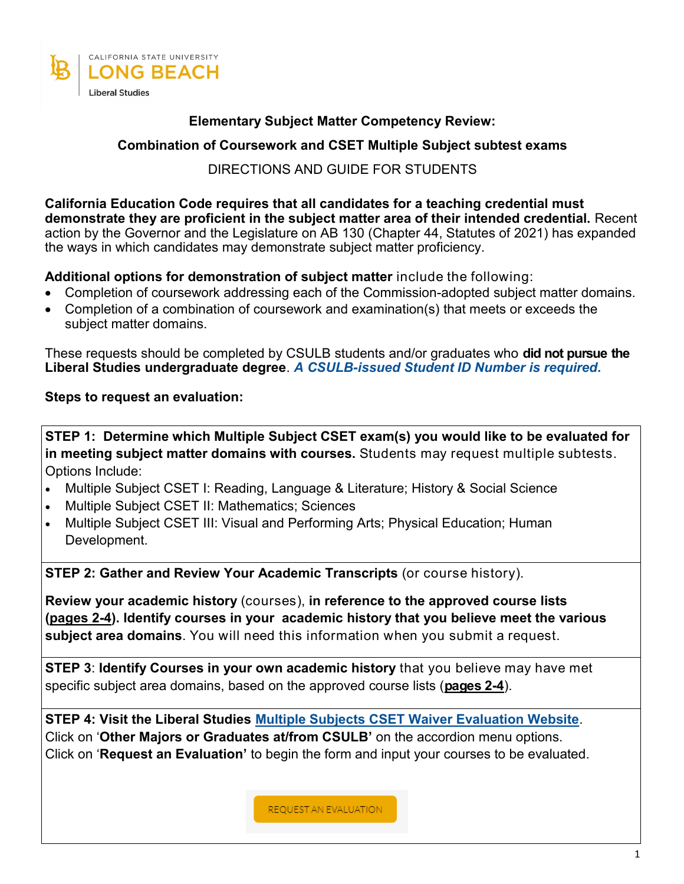CALIFORNIA STATE UNIVERSITY
LONG BEACH
Liberal Studies

## Elementary Subject Matter Competency Review:

## Combination of Coursework and CSET Multiple Subject subtest exams

DIRECTIONS AND GUIDE FOR STUDENTS

**California Education Code requires that all candidates for a teaching credential must demonstrate they are proficient in the subject matter area of their intended credential.** Recent action by the Governor and the Legislature on AB 130 (Chapter 44, Statutes of 2021) has expanded the ways in which candidates may demonstrate subject matter proficiency.

**Additional options for demonstration of subject matter** include the following:

- Completion of coursework addressing each of the Commission-adopted subject matter domains.
- Completion of a combination of coursework and examination(s) that meets or exceeds the subject matter domains.

These requests should be completed by CSULB students and/or graduates who **did not pursue the Liberal Studies undergraduate degree**. ***A CSULB-issued Student ID Number is required.***

**Steps to request an evaluation:**

**STEP 1: Determine which Multiple Subject CSET exam(s) you would like to be evaluated for in meeting subject matter domains with courses.** Students may request multiple subtests. Options Include:

- Multiple Subject CSET I: Reading, Language & Literature; History & Social Science
- Multiple Subject CSET II: Mathematics; Sciences
- Multiple Subject CSET III: Visual and Performing Arts; Physical Education; Human Development.

**STEP 2: Gather and Review Your Academic Transcripts** (or course history).

**Review your academic history** (courses), **in reference to the approved course lists (pages 2-4). Identify courses in your academic history that you believe meet the various subject area domains**. You will need this information when you submit a request.

**STEP 3**: **Identify Courses in your own academic history** that you believe may have met specific subject area domains, based on the approved course lists (**pages 2-4**).

**STEP 4: Visit the Liberal Studies Multiple Subjects CSET Waiver Evaluation Website**.
Click on '**Other Majors or Graduates at/from CSULB'** on the accordion menu options.
Click on '**Request an Evaluation'** to begin the form and input your courses to be evaluated.

REQUEST AN EVALUATION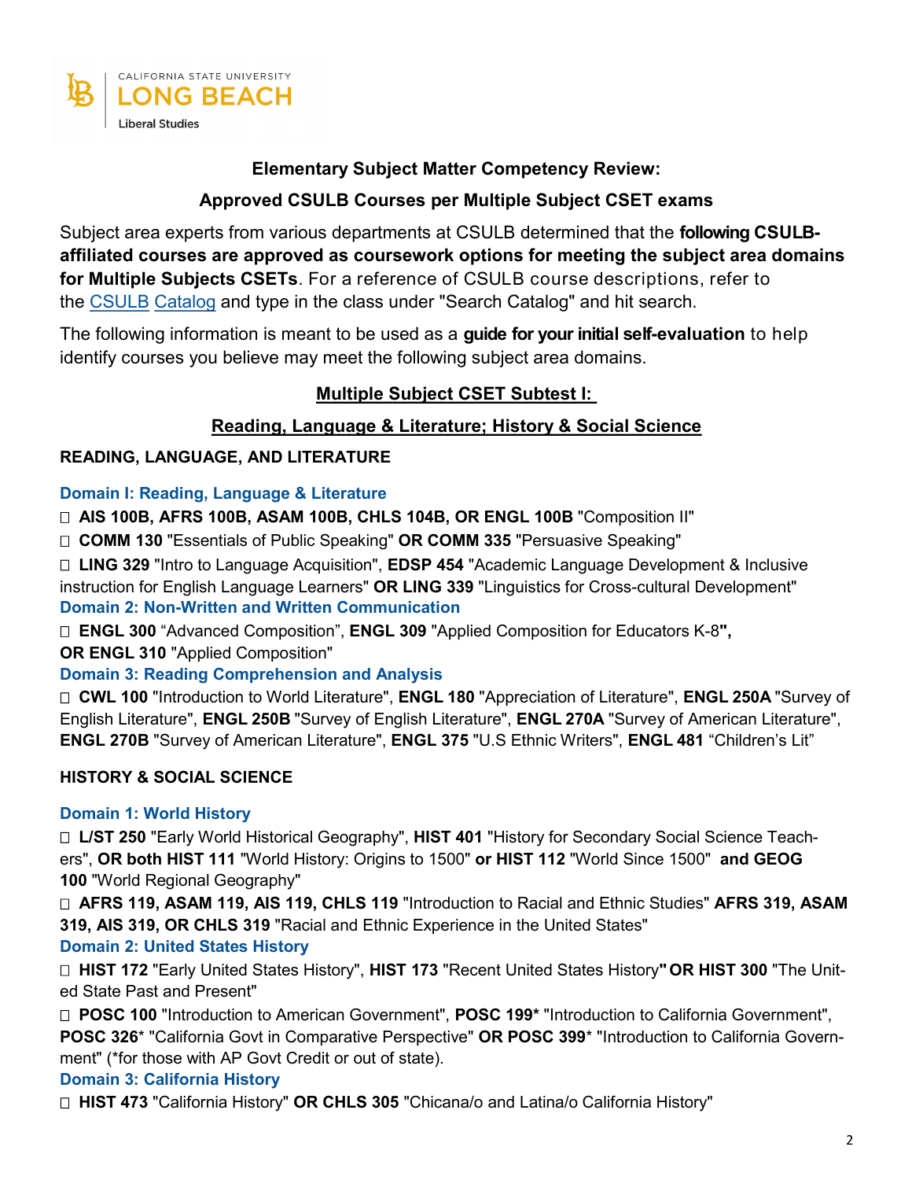CALIFORNIA STATE UNIVERSITY
LONG BEACH
Liberal Studies

## Elementary Subject Matter Competency Review:

## Approved CSULB Courses per Multiple Subject CSET exams

Subject area experts from various departments at CSULB determined that the **following CSULB-affiliated courses are approved as coursework options for meeting the subject area domains for Multiple Subjects CSETs**. For a reference of CSULB course descriptions, refer to the CSULB Catalog and type in the class under "Search Catalog" and hit search.

The following information is meant to be used as a **guide for your initial self-evaluation** to help identify courses you believe may meet the following subject area domains.

## Multiple Subject CSET Subtest I:

## Reading, Language & Literature; History & Social Science

### READING, LANGUAGE, AND LITERATURE

#### Domain I: Reading, Language & Literature

- ☐ **AIS 100B, AFRS 100B, ASAM 100B, CHLS 104B, OR ENGL 100B** "Composition II"
- ☐ **COMM 130** "Essentials of Public Speaking" **OR COMM 335** "Persuasive Speaking"
- ☐ **LING 329** "Intro to Language Acquisition", **EDSP 454** "Academic Language Development & Inclusive instruction for English Language Learners" **OR LING 339** "Linguistics for Cross-cultural Development"

#### Domain 2: Non-Written and Written Communication

- ☐ **ENGL 300** "Advanced Composition", **ENGL 309** "Applied Composition for Educators K-8**",** **OR ENGL 310** "Applied Composition"

#### Domain 3: Reading Comprehension and Analysis

- ☐ **CWL 100** "Introduction to World Literature", **ENGL 180** "Appreciation of Literature", **ENGL 250A** "Survey of English Literature", **ENGL 250B** "Survey of English Literature", **ENGL 270A** "Survey of American Literature", **ENGL 270B** "Survey of American Literature", **ENGL 375** "U.S Ethnic Writers", **ENGL 481** "Children's Lit"

### HISTORY & SOCIAL SCIENCE

#### Domain 1: World History

- ☐ **L/ST 250** "Early World Historical Geography", **HIST 401** "History for Secondary Social Science Teachers", **OR both HIST 111** "World History: Origins to 1500" **or HIST 112** "World Since 1500" **and GEOG 100** "World Regional Geography"
- ☐ **AFRS 119, ASAM 119, AIS 119, CHLS 119** "Introduction to Racial and Ethnic Studies" **AFRS 319, ASAM 319, AIS 319, OR CHLS 319** "Racial and Ethnic Experience in the United States"

#### Domain 2: United States History

- ☐ **HIST 172** "Early United States History", **HIST 173** "Recent United States History**" OR HIST 300** "The United State Past and Present"
- ☐ **POSC 100** "Introduction to American Government", **POSC 199*** "Introduction to California Government", **POSC 326*** "California Govt in Comparative Perspective" **OR POSC 399*** "Introduction to California Government" (*for those with AP Govt Credit or out of state).

#### Domain 3: California History

- ☐ **HIST 473** "California History" **OR CHLS 305** "Chicana/o and Latina/o California History"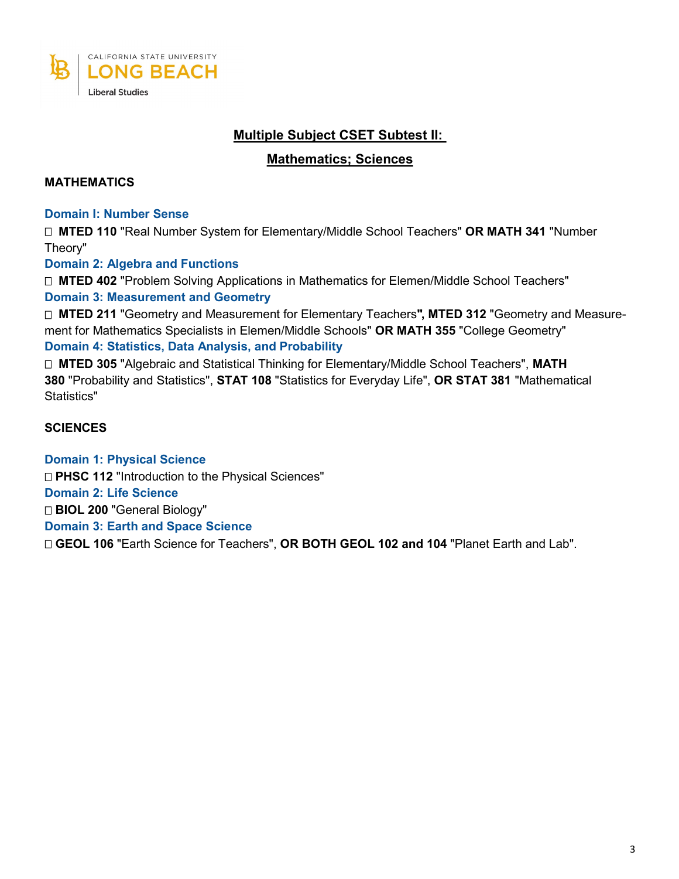## Multiple Subject CSET Subtest II:

## Mathematics; Sciences

### MATHEMATICS

#### Domain I: Number Sense

- **MTED 110** "Real Number System for Elementary/Middle School Teachers" **OR MATH 341** "Number Theory"

#### Domain 2: Algebra and Functions

- **MTED 402** "Problem Solving Applications in Mathematics for Elemen/Middle School Teachers"

#### Domain 3: Measurement and Geometry

- **MTED 211** "Geometry and Measurement for Elementary Teachers**", MTED 312** "Geometry and Measurement for Mathematics Specialists in Elemen/Middle Schools" **OR MATH 355** "College Geometry"

#### Domain 4: Statistics, Data Analysis, and Probability

- **MTED 305** "Algebraic and Statistical Thinking for Elementary/Middle School Teachers", **MATH 380** "Probability and Statistics", **STAT 108** "Statistics for Everyday Life", **OR STAT 381** "Mathematical Statistics"

### SCIENCES

#### Domain 1: Physical Science

- **PHSC 112** "Introduction to the Physical Sciences"

#### Domain 2: Life Science

- **BIOL 200** "General Biology"

#### Domain 3: Earth and Space Science

- **GEOL 106** "Earth Science for Teachers", **OR BOTH GEOL 102 and 104** "Planet Earth and Lab".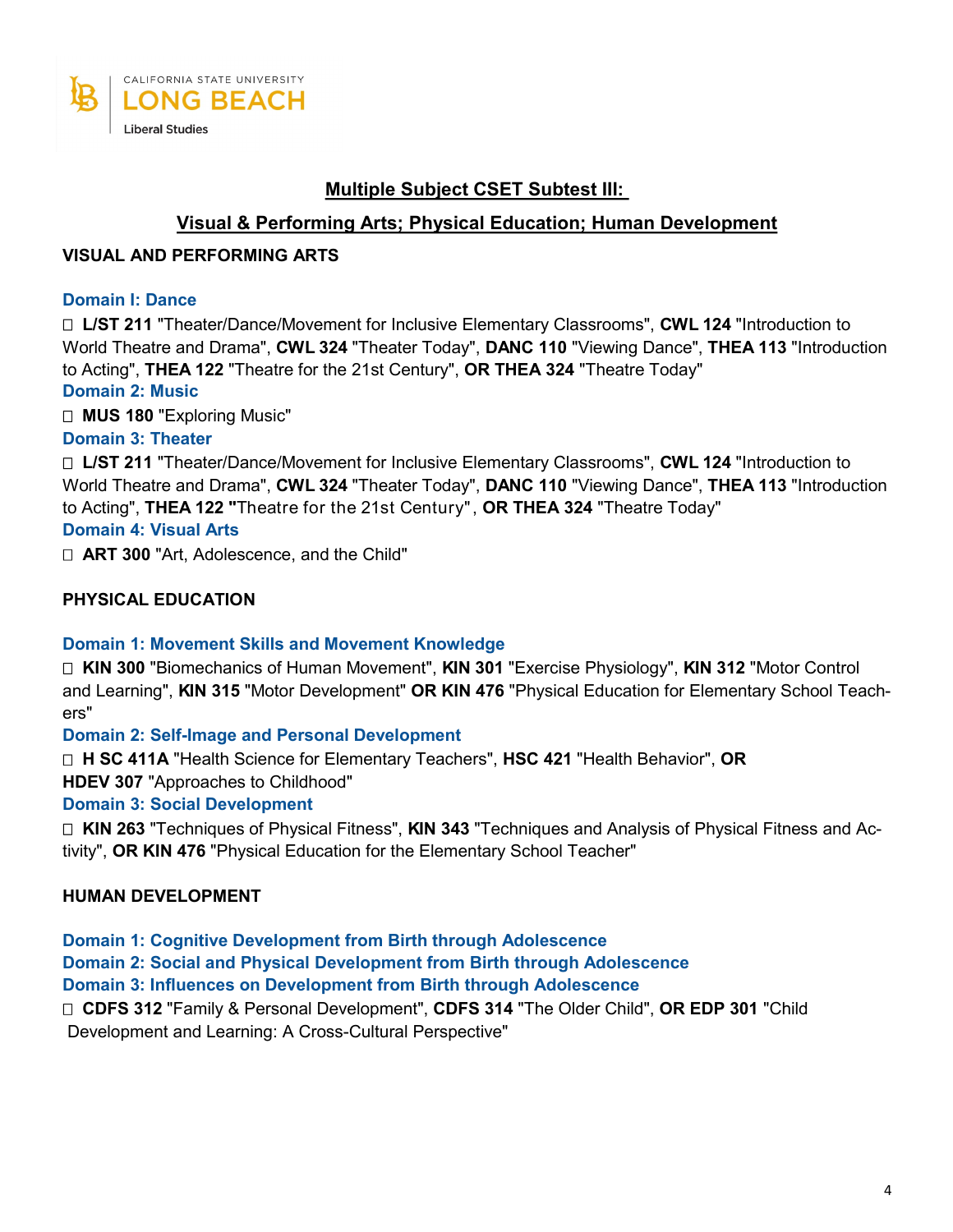CALIFORNIA STATE UNIVERSITY
LONG BEACH
Liberal Studies

## Multiple Subject CSET Subtest III:

## Visual & Performing Arts; Physical Education; Human Development

### VISUAL AND PERFORMING ARTS

#### Domain I: Dance

☐ **L/ST 211** "Theater/Dance/Movement for Inclusive Elementary Classrooms", **CWL 124** "Introduction to World Theatre and Drama", **CWL 324** "Theater Today", **DANC 110** "Viewing Dance", **THEA 113** "Introduction to Acting", **THEA 122** "Theatre for the 21st Century", **OR THEA 324** "Theatre Today"

#### Domain 2: Music

☐ **MUS 180** "Exploring Music"

#### Domain 3: Theater

☐ **L/ST 211** "Theater/Dance/Movement for Inclusive Elementary Classrooms", **CWL 124** "Introduction to World Theatre and Drama", **CWL 324** "Theater Today", **DANC 110** "Viewing Dance", **THEA 113** "Introduction to Acting", **THEA 122 "**Theatre for the 21st Century", **OR THEA 324** "Theatre Today"

#### Domain 4: Visual Arts

☐ **ART 300** "Art, Adolescence, and the Child"

### PHYSICAL EDUCATION

#### Domain 1: Movement Skills and Movement Knowledge

☐ **KIN 300** "Biomechanics of Human Movement", **KIN 301** "Exercise Physiology", **KIN 312** "Motor Control and Learning", **KIN 315** "Motor Development" **OR KIN 476** "Physical Education for Elementary School Teachers"

#### Domain 2: Self-Image and Personal Development

☐ **H SC 411A** "Health Science for Elementary Teachers", **HSC 421** "Health Behavior", **OR HDEV 307** "Approaches to Childhood"

#### Domain 3: Social Development

☐ **KIN 263** "Techniques of Physical Fitness", **KIN 343** "Techniques and Analysis of Physical Fitness and Activity", **OR KIN 476** "Physical Education for the Elementary School Teacher"

### HUMAN DEVELOPMENT

#### Domain 1: Cognitive Development from Birth through Adolescence
#### Domain 2: Social and Physical Development from Birth through Adolescence
#### Domain 3: Influences on Development from Birth through Adolescence

☐ **CDFS 312** "Family & Personal Development", **CDFS 314** "The Older Child", **OR EDP 301** "Child Development and Learning: A Cross-Cultural Perspective"